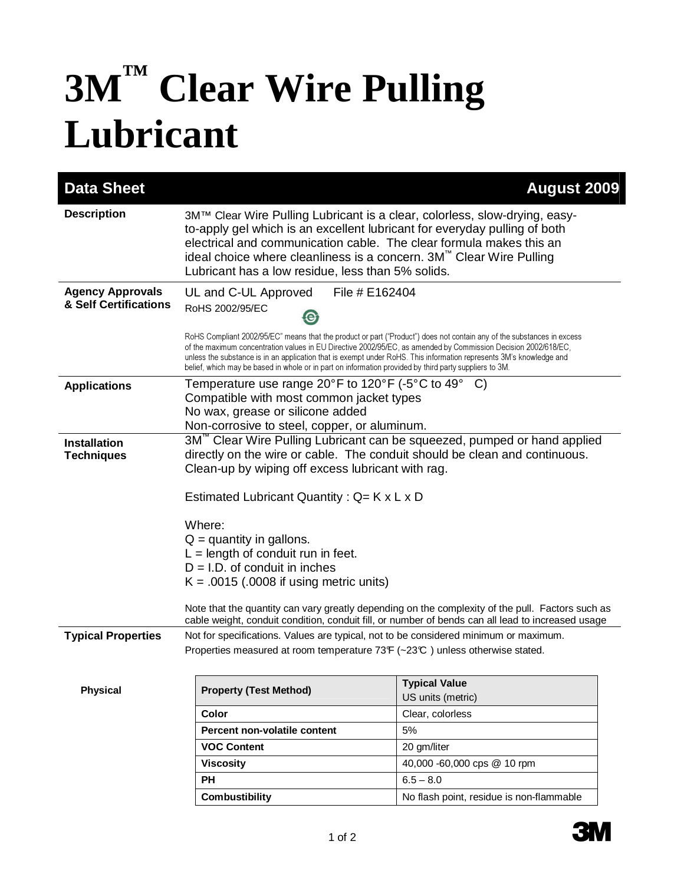# 3M™ Clear Wire Pulling Lubricant

**Data Sheet** — **August 2009**

**Description**

3M™ Clear Wire Pulling Lubricant is a clear, colorless, slow-drying, easy-to-apply gel which is an excellent lubricant for everyday pulling of both electrical and communication cable. The clear formula makes this an ideal choice where cleanliness is a concern. 3M™ Clear Wire Pulling Lubricant has a low residue, less than 5% solids.

**Agency Approvals & Self Certifications**

UL and C-UL Approved    File # E162404

RoHS 2002/95/EC

RoHS Compliant 2002/95/EC" means that the product or part ("Product") does not contain any of the substances in excess of the maximum concentration values in EU Directive 2002/95/EC, as amended by Commission Decision 2002/618/EC, unless the substance is in an application that is exempt under RoHS. This information represents 3M's knowledge and belief, which may be based in whole or in part on information provided by third party suppliers to 3M.

**Applications**

Temperature use range 20°F to 120°F (-5°C to 49° C)
Compatible with most common jacket types
No wax, grease or silicone added
Non-corrosive to steel, copper, or aluminum.

**Installation Techniques**

3M™ Clear Wire Pulling Lubricant can be squeezed, pumped or hand applied directly on the wire or cable. The conduit should be clean and continuous. Clean-up by wiping off excess lubricant with rag.

Estimated Lubricant Quantity : $Q = K \times L \times D$

Where:
$Q$ = quantity in gallons.
$L$ = length of conduit run in feet.
$D$ = I.D. of conduit in inches
$K$ = .0015 (.0008 if using metric units)

Note that the quantity can vary greatly depending on the complexity of the pull. Factors such as cable weight, conduit condition, conduit fill, or number of bends can all lead to increased usage

**Typical Properties**

Not for specifications. Values are typical, not to be considered minimum or maximum.
Properties measured at room temperature 73°F (~23°C ) unless otherwise stated.

**Physical**

| Property (Test Method) | Typical Value US units (metric) |
|---|---|
| Color | Clear, colorless |
| Percent non-volatile content | 5% |
| VOC Content | 20 gm/liter |
| Viscosity | 40,000 -60,000 cps @ 10 rpm |
| PH | 6.5 – 8.0 |
| Combustibility | No flash point, residue is non-flammable |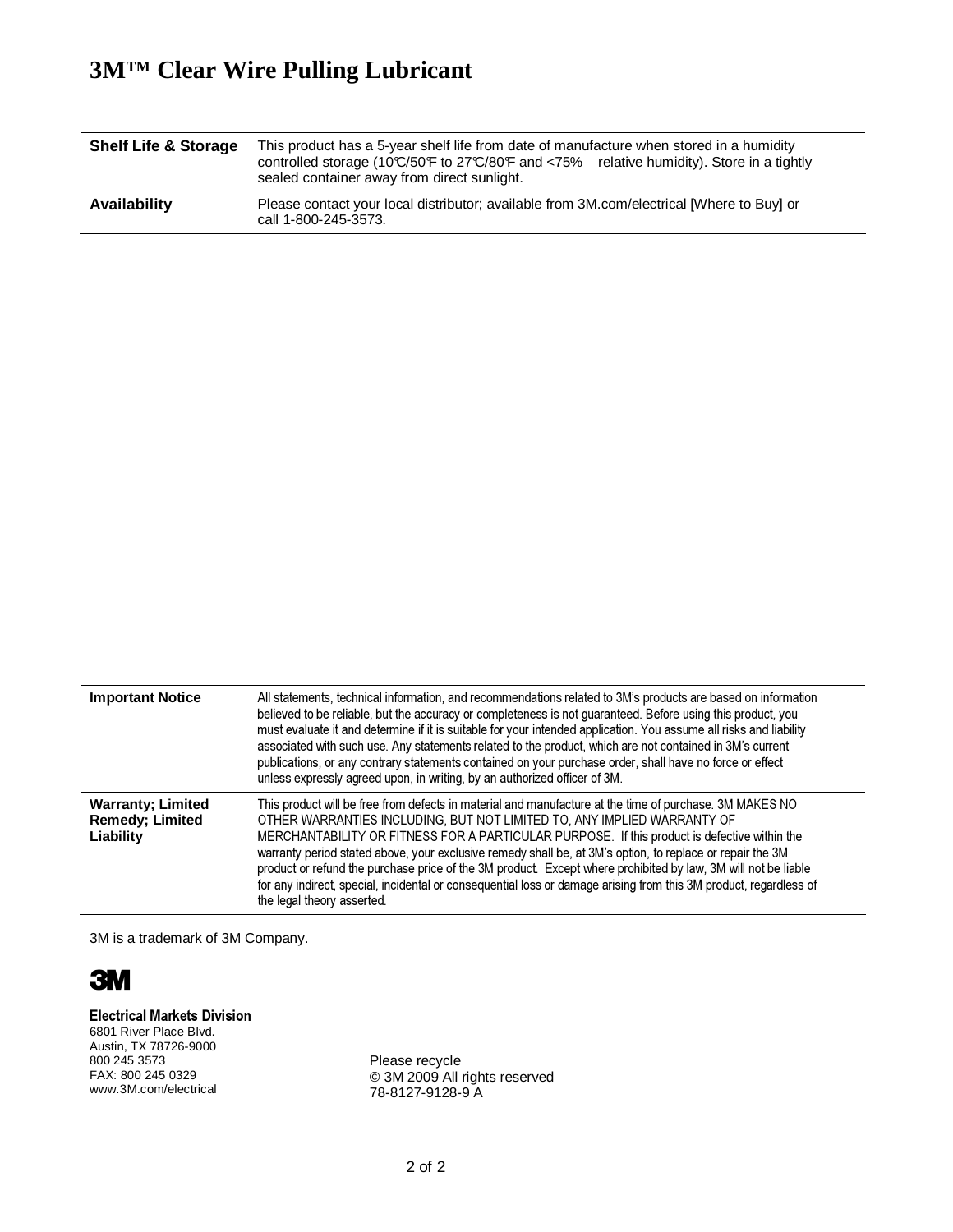# 3M™ Clear Wire Pulling Lubricant

| | |
|---|---|
| **Shelf Life & Storage** | This product has a 5-year shelf life from date of manufacture when stored in a humidity controlled storage (10°C/50°F to 27°C/80°F and <75% relative humidity). Store in a tightly sealed container away from direct sunlight. |
| **Availability** | Please contact your local distributor; available from 3M.com/electrical [Where to Buy] or call 1-800-245-3573. |

| | |
|---|---|
| **Important Notice** | All statements, technical information, and recommendations related to 3M's products are based on information believed to be reliable, but the accuracy or completeness is not guaranteed. Before using this product, you must evaluate it and determine if it is suitable for your intended application. You assume all risks and liability associated with such use. Any statements related to the product, which are not contained in 3M's current publications, or any contrary statements contained on your purchase order, shall have no force or effect unless expressly agreed upon, in writing, by an authorized officer of 3M. |
| **Warranty; Limited Remedy; Limited Liability** | This product will be free from defects in material and manufacture at the time of purchase. 3M MAKES NO OTHER WARRANTIES INCLUDING, BUT NOT LIMITED TO, ANY IMPLIED WARRANTY OF MERCHANTABILITY OR FITNESS FOR A PARTICULAR PURPOSE. If this product is defective within the warranty period stated above, your exclusive remedy shall be, at 3M's option, to replace or repair the 3M product or refund the purchase price of the 3M product. Except where prohibited by law, 3M will not be liable for any indirect, special, incidental or consequential loss or damage arising from this 3M product, regardless of the legal theory asserted. |

3M is a trademark of 3M Company.

**3M**

**Electrical Markets Division**
6801 River Place Blvd.
Austin, TX 78726-9000
800 245 3573
FAX: 800 245 0329
www.3M.com/electrical

Please recycle
© 3M 2009 All rights reserved
78-8127-9128-9 A